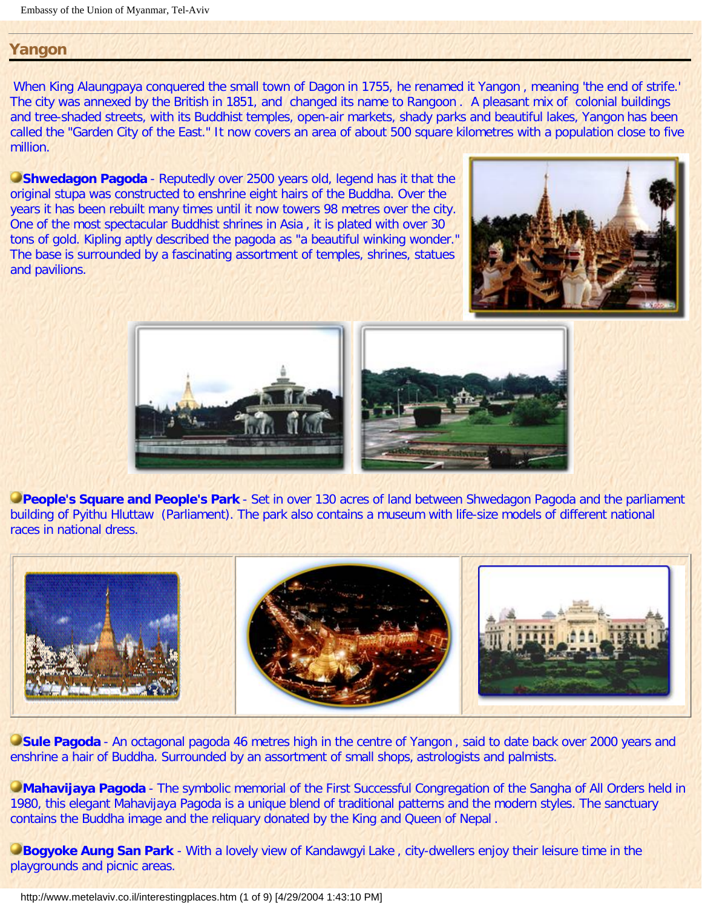## Yangon

When King Alaungpaya conquered the small town of Dagon in 1755, he renamed it Yangon , meaning 'the end of strife.' The city was annexed by the British in 1851, and changed its name to Rangoon . A pleasant mix of colonial buildings and tree-shaded streets, with its Buddhist temples, open-air markets, shady parks and beautiful lakes, Yangon has been called the "Garden City of the East." It now covers an area of about 500 square kilometres with a population close to five million.

**Shwedagon Pagoda** - Reputedly over 2500 years old, legend has it that the original stupa was constructed to enshrine eight hairs of the Buddha. Over the years it has been rebuilt many times until it now towers 98 metres over the city. One of the most spectacular Buddhist shrines in Asia , it is plated with over 30 tons of gold. Kipling aptly described the pagoda as "a beautiful winking wonder." The base is surrounded by a fascinating assortment of temples, shrines, statues and pavilions.

**People's Square and People's Park** - Set in over 130 acres of land between Shwedagon Pagoda and the parliament building of Pyithu Hluttaw (Parliament). The park also contains a museum with life-size models of different national races in national dress.

**Sule Pagoda** - An octagonal pagoda 46 metres high in the centre of Yangon , said to date back over 2000 years and enshrine a hair of Buddha. Surrounded by an assortment of small shops, astrologists and palmists.

**Mahavijaya Pagoda** - The symbolic memorial of the First Successful Congregation of the Sangha of All Orders held in 1980, this elegant Mahavijaya Pagoda is a unique blend of traditional patterns and the modern styles. The sanctuary contains the Buddha image and the reliquary donated by the King and Queen of Nepal .

**Bogyoke Aung San Park** - With a lovely view of Kandawgyi Lake , city-dwellers enjoy their leisure time in the playgrounds and picnic areas.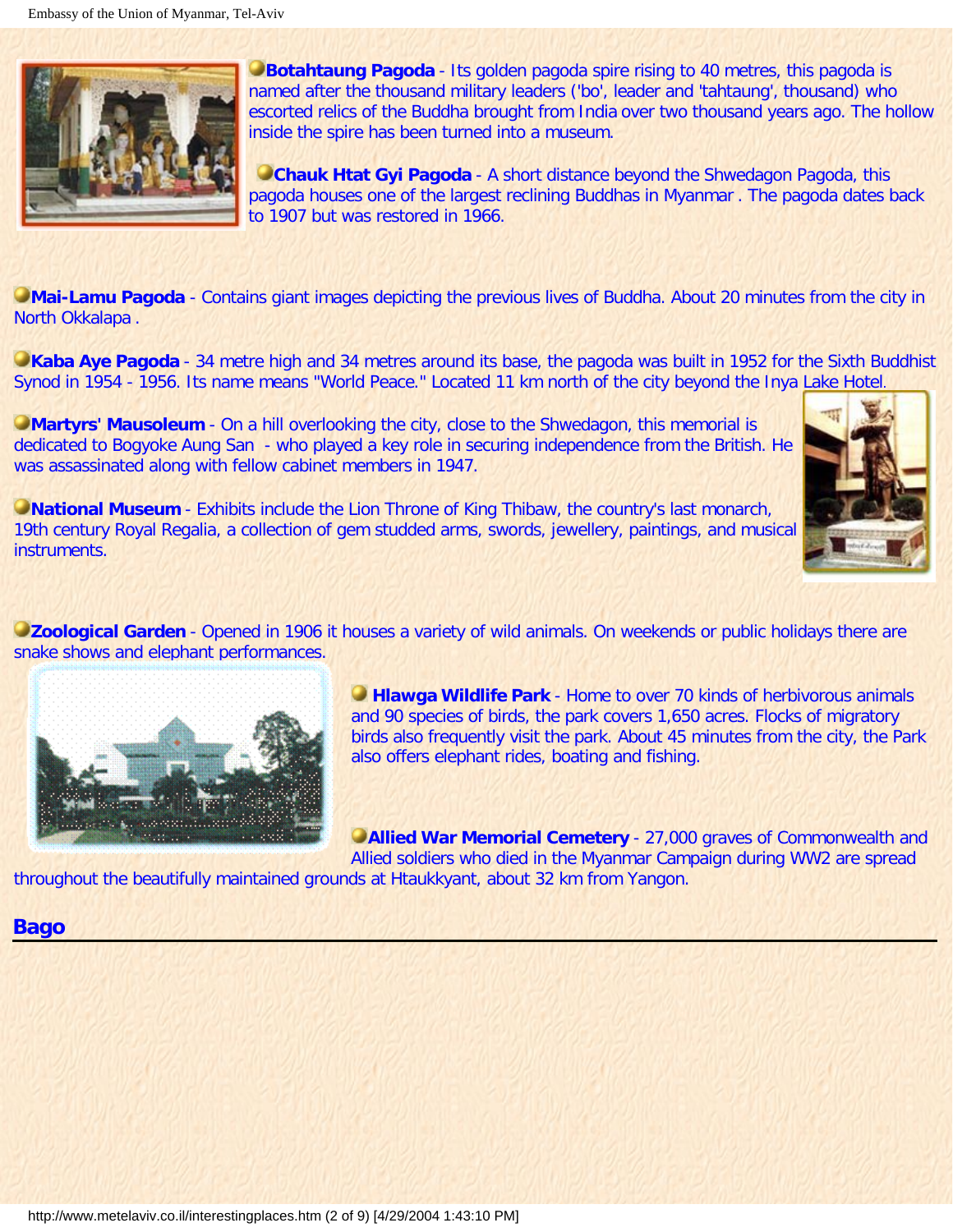**Botahtaung Pagoda** - Its golden pagoda spire rising to 40 metres, this pagoda is named after the thousand military leaders ('bo', leader and 'tahtaung', thousand) who escorted relics of the Buddha brought from India over two thousand years ago. The hollow inside the spire has been turned into a museum.

**Chauk Htat Gyi Pagoda** - A short distance beyond the Shwedagon Pagoda, this pagoda houses one of the largest reclining Buddhas in Myanmar . The pagoda dates back to 1907 but was restored in 1966.

**Mai-Lamu Pagoda** - Contains giant images depicting the previous lives of Buddha. About 20 minutes from the city in North Okkalapa .

**Kaba Aye Pagoda** - 34 metre high and 34 metres around its base, the pagoda was built in 1952 for the Sixth Buddhist Synod in 1954 - 1956. Its name means "World Peace." Located 11 km north of the city beyond the Inya Lake Hotel.

**Martyrs' Mausoleum** - On a hill overlooking the city, close to the Shwedagon, this memorial is dedicated to Bogyoke Aung San - who played a key role in securing independence from the British. He was assassinated along with fellow cabinet members in 1947.

**National Museum** - Exhibits include the Lion Throne of King Thibaw, the country's last monarch, 19th century Royal Regalia, a collection of gem studded arms, swords, jewellery, paintings, and musical instruments.

**Zoological Garden** - Opened in 1906 it houses a variety of wild animals. On weekends or public holidays there are snake shows and elephant performances.

**Hlawga Wildlife Park** - Home to over 70 kinds of herbivorous animals and 90 species of birds, the park covers 1,650 acres. Flocks of migratory birds also frequently visit the park. About 45 minutes from the city, the Park also offers elephant rides, boating and fishing.

**Allied War Memorial Cemetery** - 27,000 graves of Commonwealth and Allied soldiers who died in the Myanmar Campaign during WW2 are spread throughout the beautifully maintained grounds at Htaukkyant, about 32 km from Yangon.

## Bago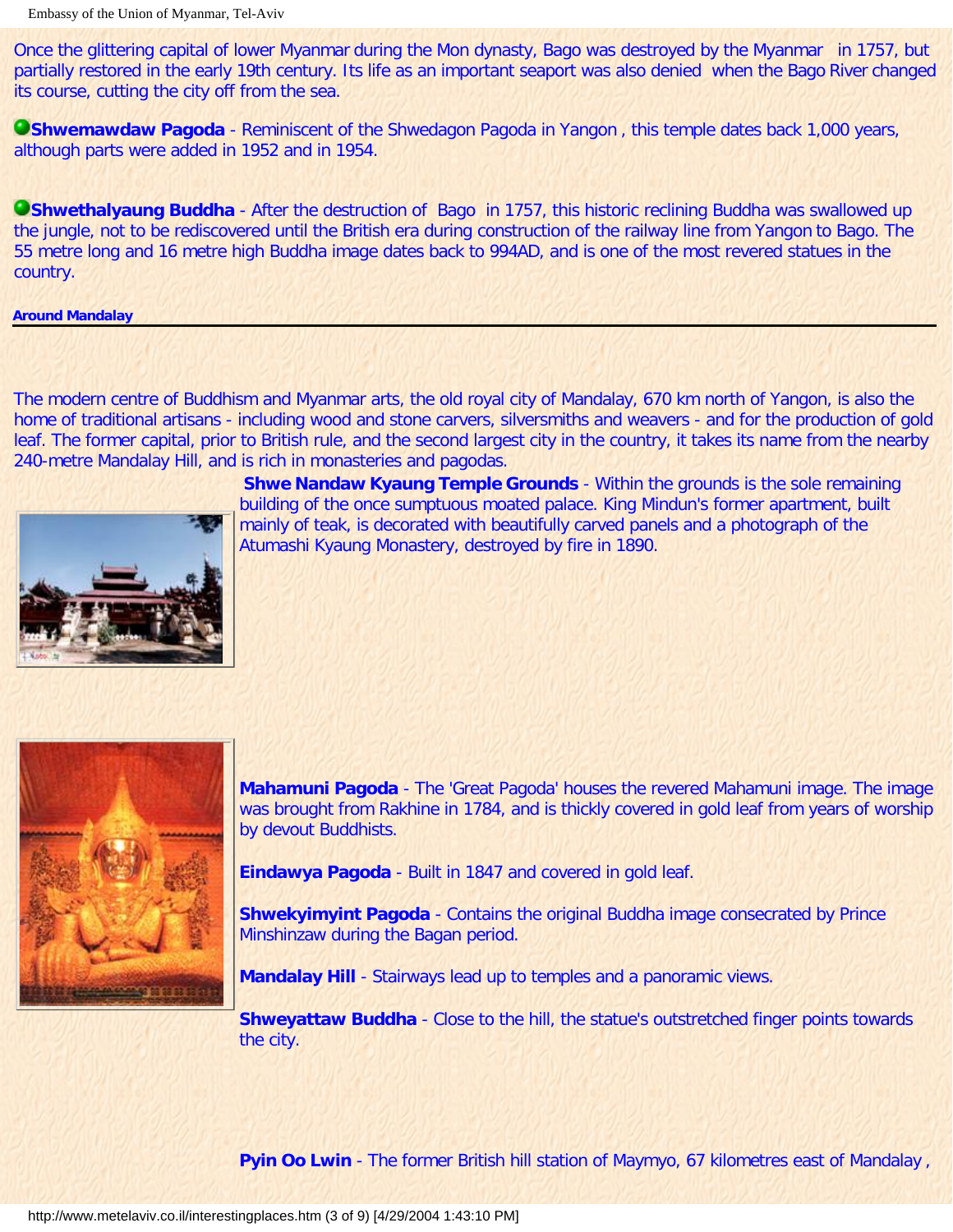Once the glittering capital of lower Myanmar during the Mon dynasty, Bago was destroyed by the Myanmar in 1757, but partially restored in the early 19th century. Its life as an important seaport was also denied when the Bago River changed its course, cutting the city off from the sea.

**Shwemawdaw Pagoda** - Reminiscent of the Shwedagon Pagoda in Yangon , this temple dates back 1,000 years, although parts were added in 1952 and in 1954.

**Shwethalyaung Buddha** - After the destruction of Bago in 1757, this historic reclining Buddha was swallowed up the jungle, not to be rediscovered until the British era during construction of the railway line from Yangon to Bago. The 55 metre long and 16 metre high Buddha image dates back to 994AD, and is one of the most revered statues in the country.

**Around Mandalay**

---

The modern centre of Buddhism and Myanmar arts, the old royal city of Mandalay, 670 km north of Yangon, is also the home of traditional artisans - including wood and stone carvers, silversmiths and weavers - and for the production of gold leaf. The former capital, prior to British rule, and the second largest city in the country, it takes its name from the nearby 240-metre Mandalay Hill, and is rich in monasteries and pagodas.

**Shwe Nandaw Kyaung Temple Grounds** - Within the grounds is the sole remaining building of the once sumptuous moated palace. King Mindun's former apartment, built mainly of teak, is decorated with beautifully carved panels and a photograph of the Atumashi Kyaung Monastery, destroyed by fire in 1890.

**Mahamuni Pagoda** - The 'Great Pagoda' houses the revered Mahamuni image. The image was brought from Rakhine in 1784, and is thickly covered in gold leaf from years of worship by devout Buddhists.

**Eindawya Pagoda** - Built in 1847 and covered in gold leaf.

**Shwekyimyint Pagoda** - Contains the original Buddha image consecrated by Prince Minshinzaw during the Bagan period.

**Mandalay Hill** - Stairways lead up to temples and a panoramic views.

**Shweyattaw Buddha** - Close to the hill, the statue's outstretched finger points towards the city.

**Pyin Oo Lwin** - The former British hill station of Maymyo, 67 kilometres east of Mandalay ,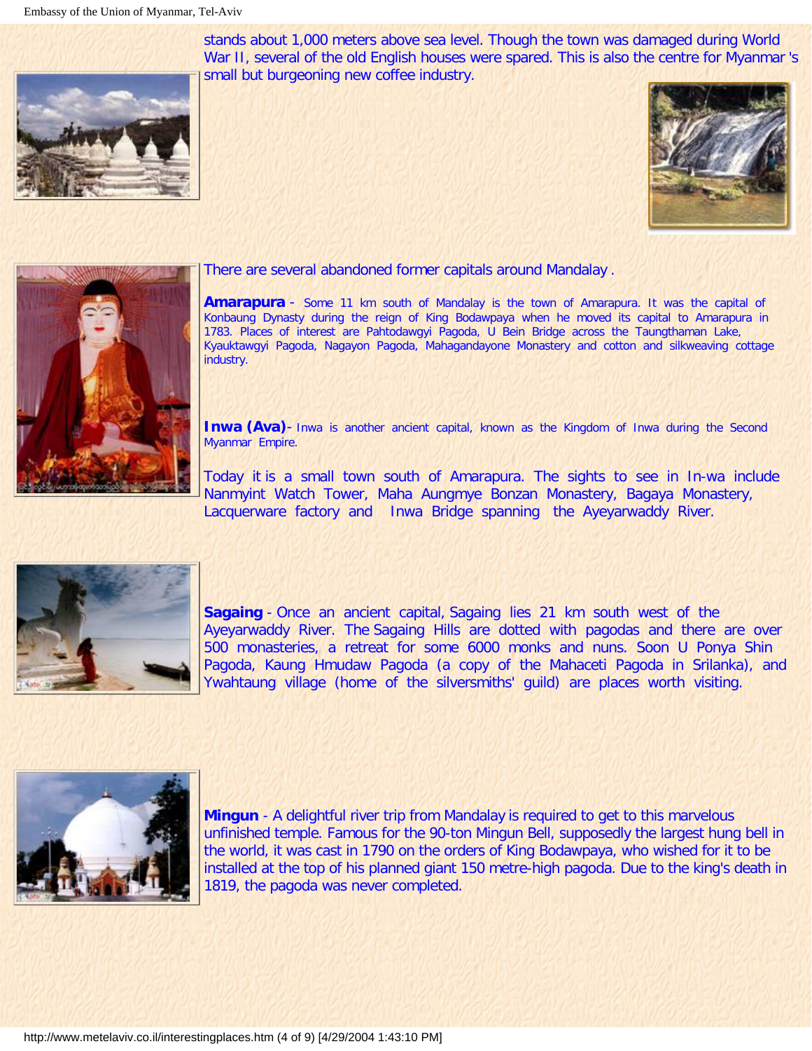stands about 1,000 meters above sea level. Though the town was damaged during World War II, several of the old English houses were spared. This is also the centre for Myanmar 's small but burgeoning new coffee industry.

There are several abandoned former capitals around Mandalay .

**Amarapura** - Some 11 km south of Mandalay is the town of Amarapura. It was the capital of Konbaung Dynasty during the reign of King Bodawpaya when he moved its capital to Amarapura in 1783. Places of interest are Pahtodawgyi Pagoda, U Bein Bridge across the Taungthaman Lake, Kyauktawgyi Pagoda, Nagayon Pagoda, Mahagandayone Monastery and cotton and silkweaving cottage industry.

**Inwa (Ava)**- Inwa is another ancient capital, known as the Kingdom of Inwa during the Second Myanmar Empire.

Today it is a small town south of Amarapura. The sights to see in In-wa include Nanmyint Watch Tower, Maha Aungmye Bonzan Monastery, Bagaya Monastery, Lacquerware factory and Inwa Bridge spanning the Ayeyarwaddy River.

**Sagaing** - Once an ancient capital, Sagaing lies 21 km south west of the Ayeyarwaddy River. The Sagaing Hills are dotted with pagodas and there are over 500 monasteries, a retreat for some 6000 monks and nuns. Soon U Ponya Shin Pagoda, Kaung Hmudaw Pagoda (a copy of the Mahaceti Pagoda in Srilanka), and Ywahtaung village (home of the silversmiths' guild) are places worth visiting.

**Mingun** - A delightful river trip from Mandalay is required to get to this marvelous unfinished temple. Famous for the 90-ton Mingun Bell, supposedly the largest hung bell in the world, it was cast in 1790 on the orders of King Bodawpaya, who wished for it to be installed at the top of his planned giant 150 metre-high pagoda. Due to the king's death in 1819, the pagoda was never completed.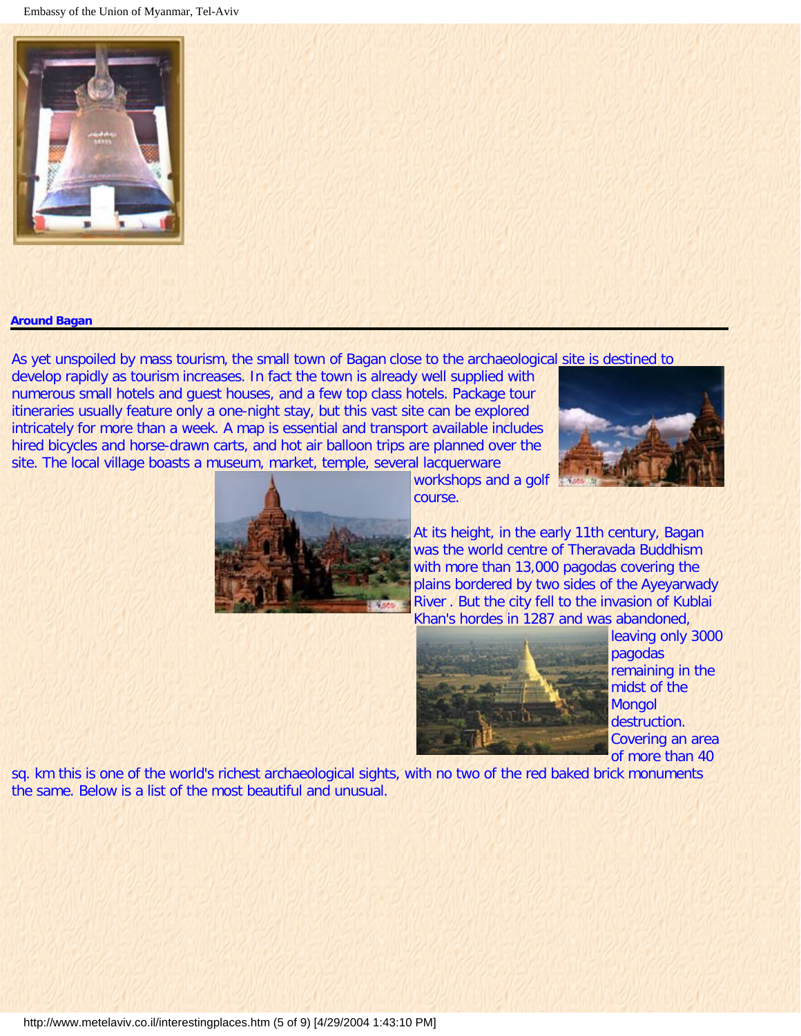## Around Bagan

As yet unspoiled by mass tourism, the small town of Bagan close to the archaeological site is destined to develop rapidly as tourism increases. In fact the town is already well supplied with numerous small hotels and guest houses, and a few top class hotels. Package tour itineraries usually feature only a one-night stay, but this vast site can be explored intricately for more than a week. A map is essential and transport available includes hired bicycles and horse-drawn carts, and hot air balloon trips are planned over the site. The local village boasts a museum, market, temple, several lacquerware workshops and a golf course.

At its height, in the early 11th century, Bagan was the world centre of Theravada Buddhism with more than 13,000 pagodas covering the plains bordered by two sides of the Ayeyarwady River . But the city fell to the invasion of Kublai Khan's hordes in 1287 and was abandoned, leaving only 3000 pagodas remaining in the midst of the Mongol destruction. Covering an area of more than 40 sq. km this is one of the world's richest archaeological sights, with no two of the red baked brick monuments the same. Below is a list of the most beautiful and unusual.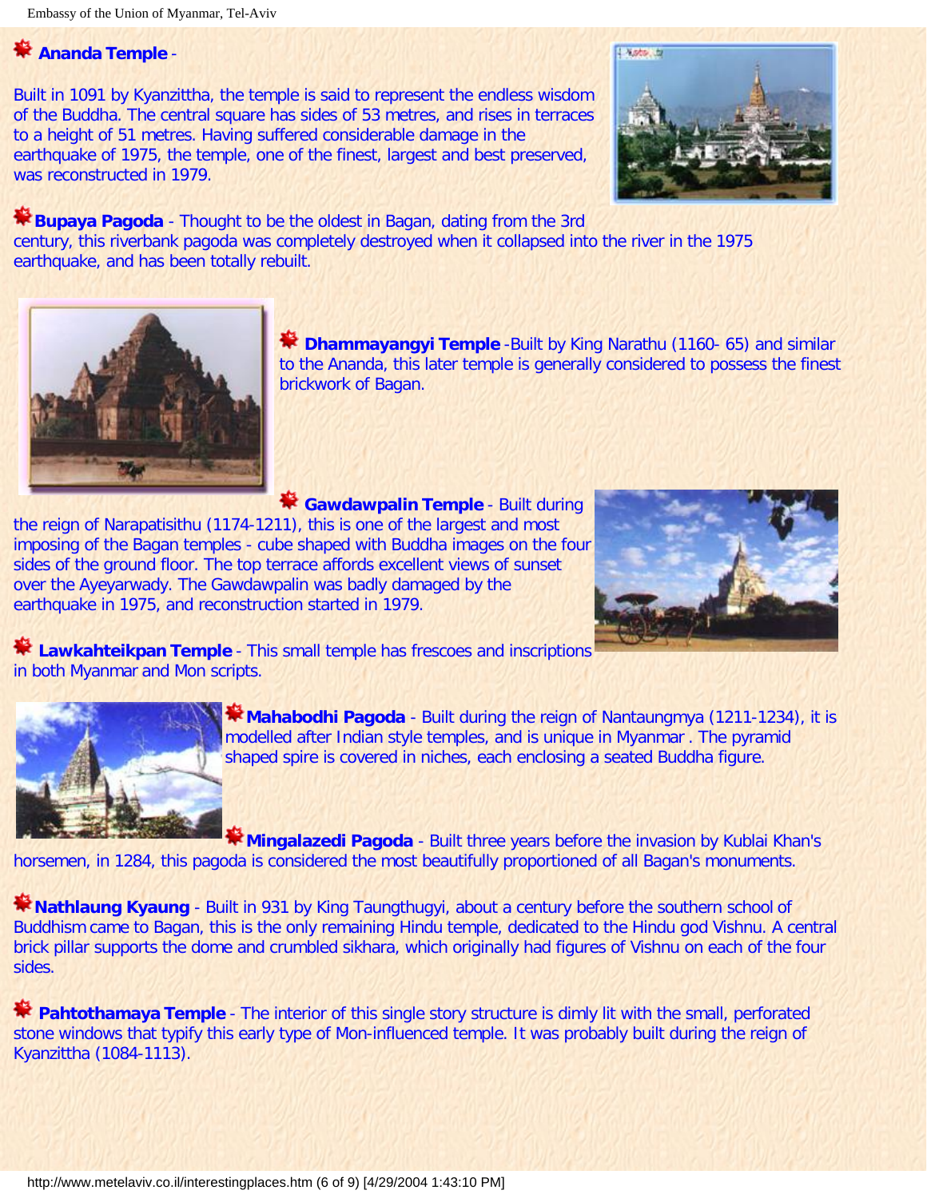**Ananda Temple** -

Built in 1091 by Kyanzittha, the temple is said to represent the endless wisdom of the Buddha. The central square has sides of 53 metres, and rises in terraces to a height of 51 metres. Having suffered considerable damage in the earthquake of 1975, the temple, one of the finest, largest and best preserved, was reconstructed in 1979.

**Bupaya Pagoda** - Thought to be the oldest in Bagan, dating from the 3rd century, this riverbank pagoda was completely destroyed when it collapsed into the river in the 1975 earthquake, and has been totally rebuilt.

**Dhammayangyi Temple** -Built by King Narathu (1160- 65) and similar to the Ananda, this later temple is generally considered to possess the finest brickwork of Bagan.

**Gawdawpalin Temple** - Built during the reign of Narapatisithu (1174-1211), this is one of the largest and most imposing of the Bagan temples - cube shaped with Buddha images on the four sides of the ground floor. The top terrace affords excellent views of sunset over the Ayeyarwady. The Gawdawpalin was badly damaged by the earthquake in 1975, and reconstruction started in 1979.

**Lawkahteikpan Temple** - This small temple has frescoes and inscriptions in both Myanmar and Mon scripts.

**Mahabodhi Pagoda** - Built during the reign of Nantaungmya (1211-1234), it is modelled after Indian style temples, and is unique in Myanmar . The pyramid shaped spire is covered in niches, each enclosing a seated Buddha figure.

**Mingalazedi Pagoda** - Built three years before the invasion by Kublai Khan's horsemen, in 1284, this pagoda is considered the most beautifully proportioned of all Bagan's monuments.

**Nathlaung Kyaung** - Built in 931 by King Taungthugyi, about a century before the southern school of Buddhism came to Bagan, this is the only remaining Hindu temple, dedicated to the Hindu god Vishnu. A central brick pillar supports the dome and crumbled sikhara, which originally had figures of Vishnu on each of the four sides.

**Pahtothamaya Temple** - The interior of this single story structure is dimly lit with the small, perforated stone windows that typify this early type of Mon-influenced temple. It was probably built during the reign of Kyanzittha (1084-1113).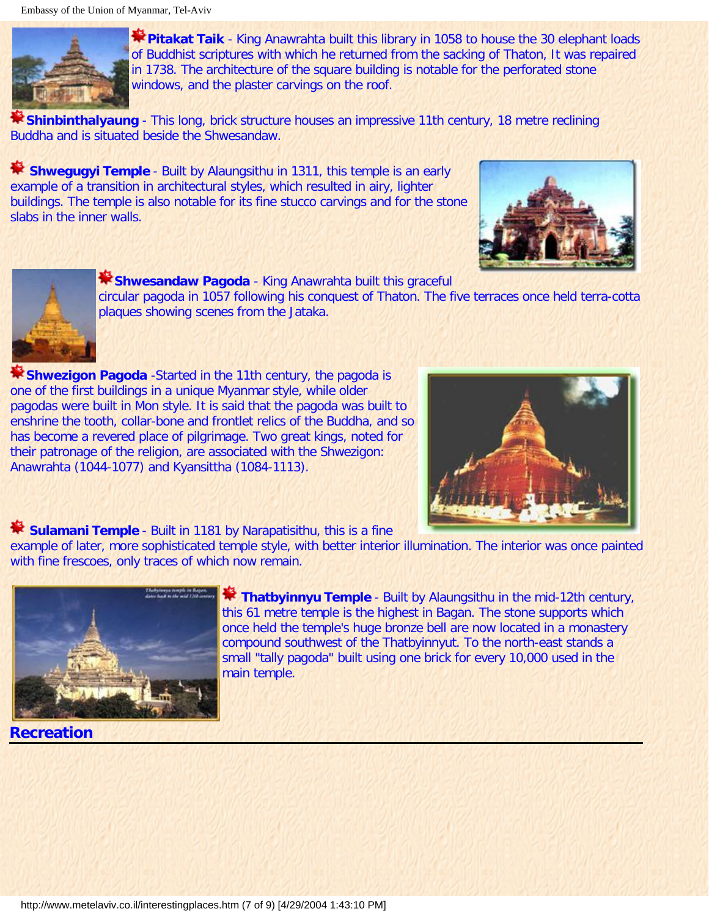**Pitakat Taik** - King Anawrahta built this library in 1058 to house the 30 elephant loads of Buddhist scriptures with which he returned from the sacking of Thaton, It was repaired in 1738. The architecture of the square building is notable for the perforated stone windows, and the plaster carvings on the roof.

**Shinbinthalyaung** - This long, brick structure houses an impressive 11th century, 18 metre reclining Buddha and is situated beside the Shwesandaw.

**Shwegugyi Temple** - Built by Alaungsithu in 1311, this temple is an early example of a transition in architectural styles, which resulted in airy, lighter buildings. The temple is also notable for its fine stucco carvings and for the stone slabs in the inner walls.

**Shwesandaw Pagoda** - King Anawrahta built this graceful circular pagoda in 1057 following his conquest of Thaton. The five terraces once held terra-cotta plaques showing scenes from the Jataka.

**Shwezigon Pagoda** -Started in the 11th century, the pagoda is one of the first buildings in a unique Myanmar style, while older pagodas were built in Mon style. It is said that the pagoda was built to enshrine the tooth, collar-bone and frontlet relics of the Buddha, and so has become a revered place of pilgrimage. Two great kings, noted for their patronage of the religion, are associated with the Shwezigon: Anawrahta (1044-1077) and Kyansittha (1084-1113).

**Sulamani Temple** - Built in 1181 by Narapatisithu, this is a fine example of later, more sophisticated temple style, with better interior illumination. The interior was once painted with fine frescoes, only traces of which now remain.

**Thatbyinnyu Temple** - Built by Alaungsithu in the mid-12th century, this 61 metre temple is the highest in Bagan. The stone supports which once held the temple's huge bronze bell are now located in a monastery compound southwest of the Thatbyinnyut. To the north-east stands a small "tally pagoda" built using one brick for every 10,000 used in the main temple.

## Recreation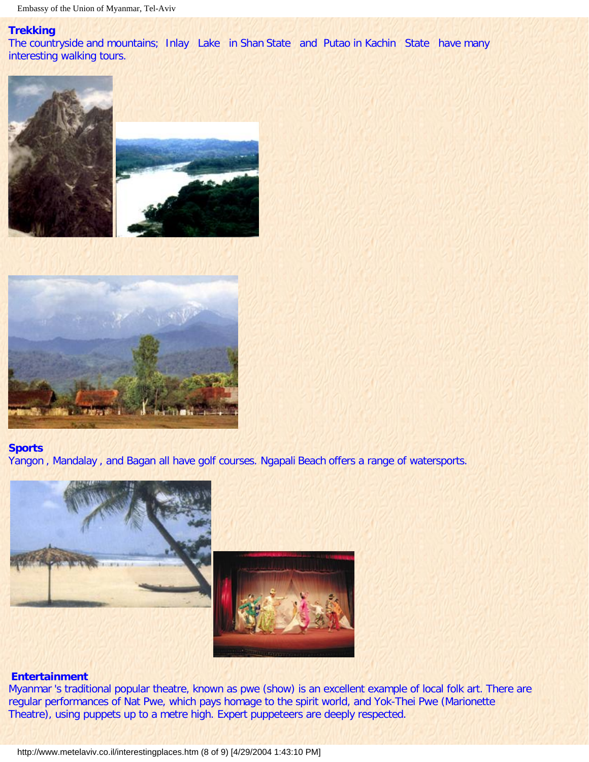**Trekking**

The countryside and mountains; Inlay Lake in Shan State and Putao in Kachin State have many interesting walking tours.

**Sports**

Yangon , Mandalay , and Bagan all have golf courses. Ngapali Beach offers a range of watersports.

**Entertainment**

Myanmar 's traditional popular theatre, known as pwe (show) is an excellent example of local folk art. There are regular performances of Nat Pwe, which pays homage to the spirit world, and Yok-Thei Pwe (Marionette Theatre), using puppets up to a metre high. Expert puppeteers are deeply respected.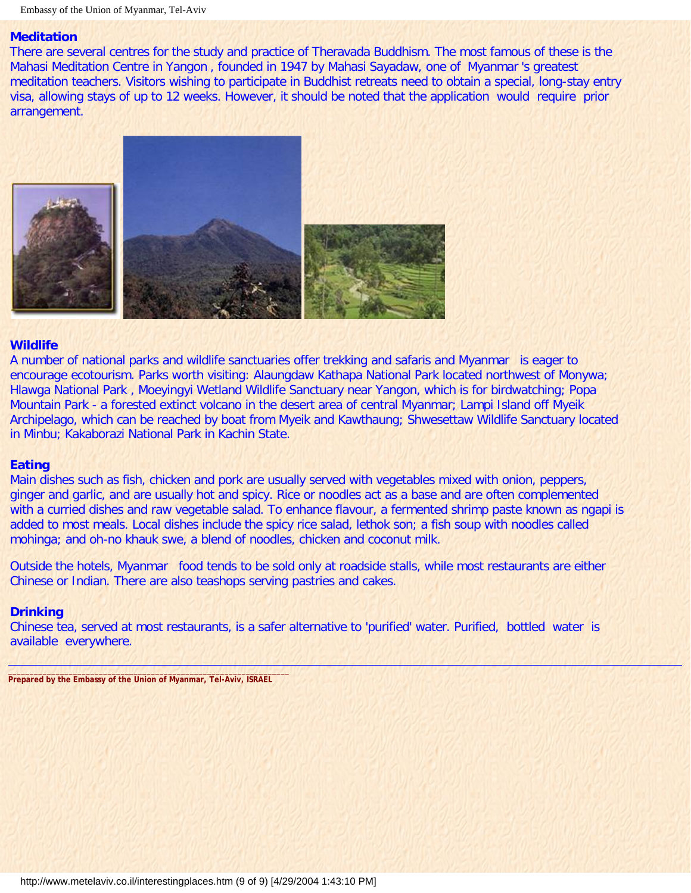## Meditation

There are several centres for the study and practice of Theravada Buddhism. The most famous of these is the Mahasi Meditation Centre in Yangon , founded in 1947 by Mahasi Sayadaw, one of Myanmar 's greatest meditation teachers. Visitors wishing to participate in Buddhist retreats need to obtain a special, long-stay entry visa, allowing stays of up to 12 weeks. However, it should be noted that the application would require prior arrangement.

## Wildlife

A number of national parks and wildlife sanctuaries offer trekking and safaris and Myanmar is eager to encourage ecotourism. Parks worth visiting: Alaungdaw Kathapa National Park located northwest of Monywa; Hlawga National Park , Moeyingyi Wetland Wildlife Sanctuary near Yangon, which is for birdwatching; Popa Mountain Park - a forested extinct volcano in the desert area of central Myanmar; Lampi Island off Myeik Archipelago, which can be reached by boat from Myeik and Kawthaung; Shwesettaw Wildlife Sanctuary located in Minbu; Kakaborazi National Park in Kachin State.

## Eating

Main dishes such as fish, chicken and pork are usually served with vegetables mixed with onion, peppers, ginger and garlic, and are usually hot and spicy. Rice or noodles act as a base and are often complemented with a curried dishes and raw vegetable salad. To enhance flavour, a fermented shrimp paste known as ngapi is added to most meals. Local dishes include the spicy rice salad, lethok son; a fish soup with noodles called mohinga; and oh-no khauk swe, a blend of noodles, chicken and coconut milk.

Outside the hotels, Myanmar food tends to be sold only at roadside stalls, while most restaurants are either Chinese or Indian. There are also teashops serving pastries and cakes.

## Drinking

Chinese tea, served at most restaurants, is a safer alternative to 'purified' water. Purified, bottled water is available everywhere.

---

**Prepared by the Embassy of the Union of Myanmar, Tel-Aviv, ISRAEL**